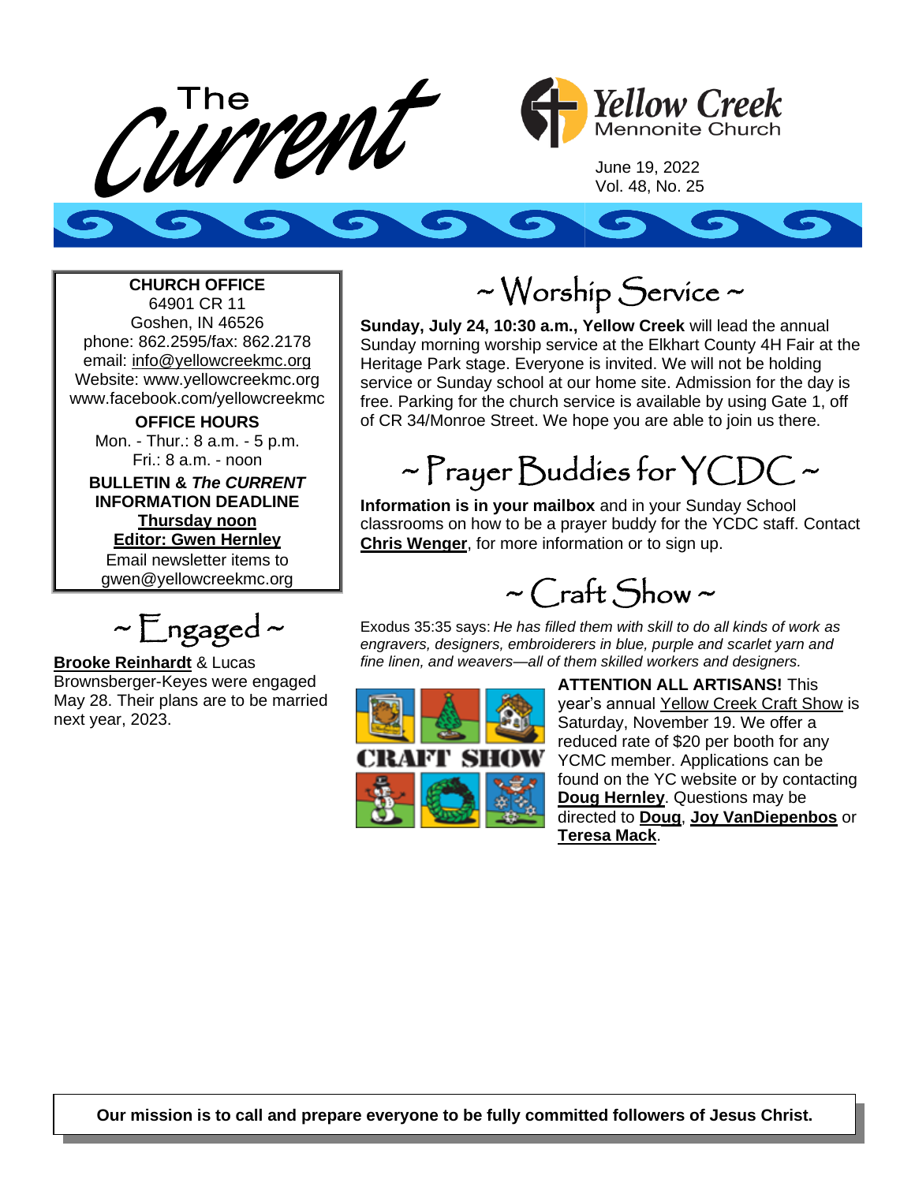# The Current

**Yellow Creek** Mennonite Church

June 19, 2022
Vol. 48, No. 25

**CHURCH OFFICE**
64901 CR 11
Goshen, IN 46526
phone: 862.2595/fax: 862.2178
email: info@yellowcreekmc.org
Website: www.yellowcreekmc.org
www.facebook.com/yellowcreekmc

**OFFICE HOURS**
Mon. - Thur.: 8 a.m. - 5 p.m.
Fri.: 8 a.m. - noon

**BULLETIN & *The CURRENT* INFORMATION DEADLINE**
**Thursday noon**
**Editor: Gwen Hernley**
Email newsletter items to
gwen@yellowcreekmc.org

## ~ Engaged ~

**Brooke Reinhardt** & Lucas Brownsberger-Keyes were engaged May 28. Their plans are to be married next year, 2023.

## ~ Worship Service ~

**Sunday, July 24, 10:30 a.m., Yellow Creek** will lead the annual Sunday morning worship service at the Elkhart County 4H Fair at the Heritage Park stage. Everyone is invited. We will not be holding service or Sunday school at our home site. Admission for the day is free. Parking for the church service is available by using Gate 1, off of CR 34/Monroe Street. We hope you are able to join us there.

## ~ Prayer Buddies for YCDC ~

**Information is in your mailbox** and in your Sunday School classrooms on how to be a prayer buddy for the YCDC staff. Contact **Chris Wenger**, for more information or to sign up.

## ~ Craft Show ~

Exodus 35:35 says: *He has filled them with skill to do all kinds of work as engravers, designers, embroiderers in blue, purple and scarlet yarn and fine linen, and weavers—all of them skilled workers and designers.*

**ATTENTION ALL ARTISANS!** This year's annual Yellow Creek Craft Show is Saturday, November 19. We offer a reduced rate of $20 per booth for any YCMC member. Applications can be found on the YC website or by contacting **Doug Hernley**. Questions may be directed to **Doug**, **Joy VanDiepenbos** or **Teresa Mack**.

**Our mission is to call and prepare everyone to be fully committed followers of Jesus Christ.**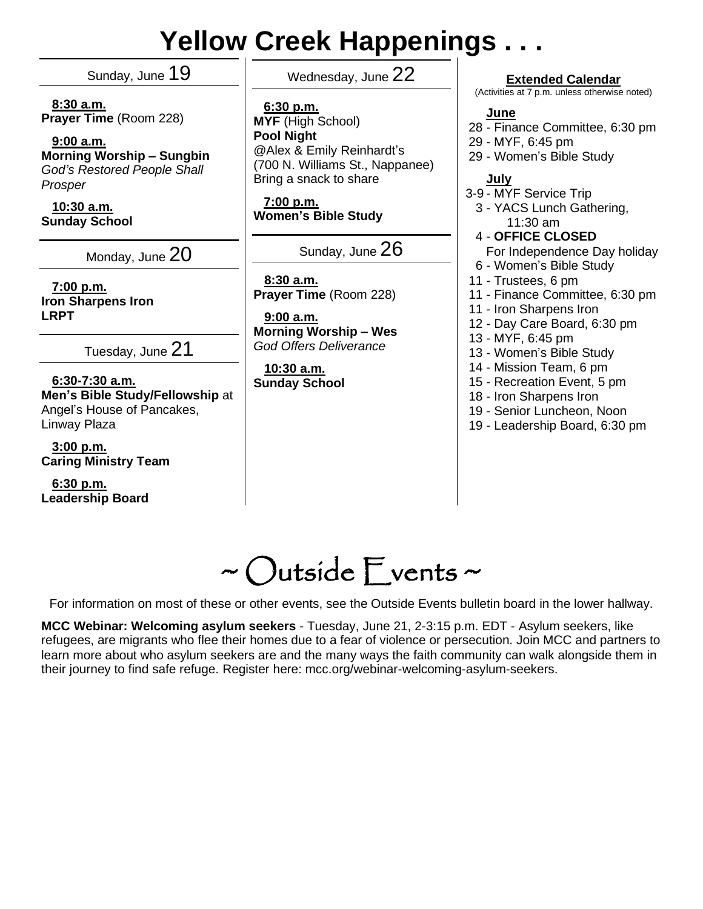# Yellow Creek Happenings . . .

## Sunday, June 19

**8:30 a.m.**
**Prayer Time** (Room 228)

**9:00 a.m.**
**Morning Worship – Sungbin**
*God's Restored People Shall Prosper*

**10:30 a.m.**
**Sunday School**

## Monday, June 20

**7:00 p.m.**
**Iron Sharpens Iron**
**LRPT**

## Tuesday, June 21

**6:30-7:30 a.m.**
**Men's Bible Study/Fellowship** at Angel's House of Pancakes, Linway Plaza

**3:00 p.m.**
**Caring Ministry Team**

**6:30 p.m.**
**Leadership Board**

## Wednesday, June 22

**6:30 p.m.**
**MYF** (High School)
**Pool Night**
@Alex & Emily Reinhardt's
(700 N. Williams St., Nappanee)
Bring a snack to share

**7:00 p.m.**
**Women's Bible Study**

## Sunday, June 26

**8:30 a.m.**
**Prayer Time** (Room 228)

**9:00 a.m.**
**Morning Worship – Wes**
*God Offers Deliverance*

**10:30 a.m.**
**Sunday School**

## Extended Calendar

(Activities at 7 p.m. unless otherwise noted)

**June**

28 - Finance Committee, 6:30 pm
29 - MYF, 6:45 pm
29 - Women's Bible Study

**July**

3-9 - MYF Service Trip
3 - YACS Lunch Gathering, 11:30 am
4 - **OFFICE CLOSED** For Independence Day holiday
6 - Women's Bible Study
11 - Trustees, 6 pm
11 - Finance Committee, 6:30 pm
11 - Iron Sharpens Iron
12 - Day Care Board, 6:30 pm
13 - MYF, 6:45 pm
13 - Women's Bible Study
14 - Mission Team, 6 pm
15 - Recreation Event, 5 pm
18 - Iron Sharpens Iron
19 - Senior Luncheon, Noon
19 - Leadership Board, 6:30 pm

# ~ Outside Events ~

For information on most of these or other events, see the Outside Events bulletin board in the lower hallway.

**MCC Webinar: Welcoming asylum seekers** - Tuesday, June 21, 2-3:15 p.m. EDT - Asylum seekers, like refugees, are migrants who flee their homes due to a fear of violence or persecution. Join MCC and partners to learn more about who asylum seekers are and the many ways the faith community can walk alongside them in their journey to find safe refuge. Register here: mcc.org/webinar-welcoming-asylum-seekers.